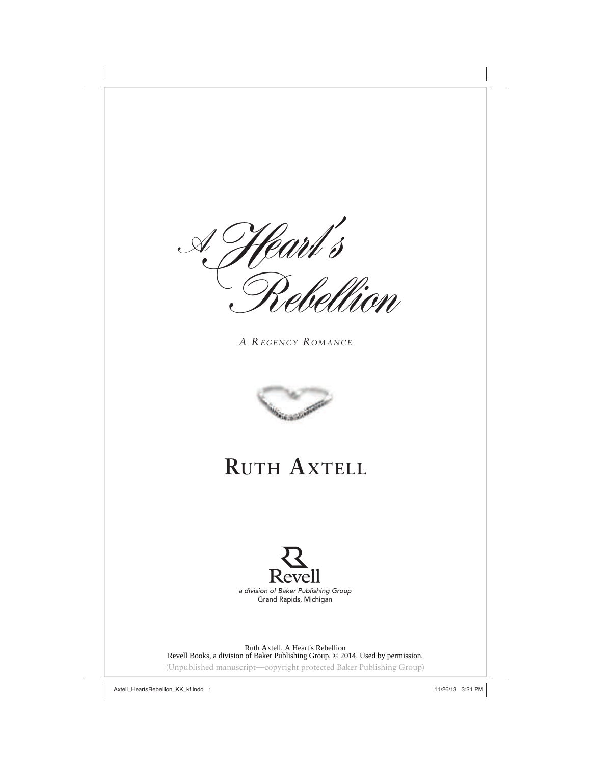# A Heart's Rebellion

*A Regency Romance*

## Ruth Axtell

Revell

*a division of Baker Publishing Group*

Grand Rapids, Michigan

Ruth Axtell, A Heart's Rebellion
Revell Books, a division of Baker Publishing Group, © 2014. Used by permission.
(Unpublished manuscript—copyright protected Baker Publishing Group)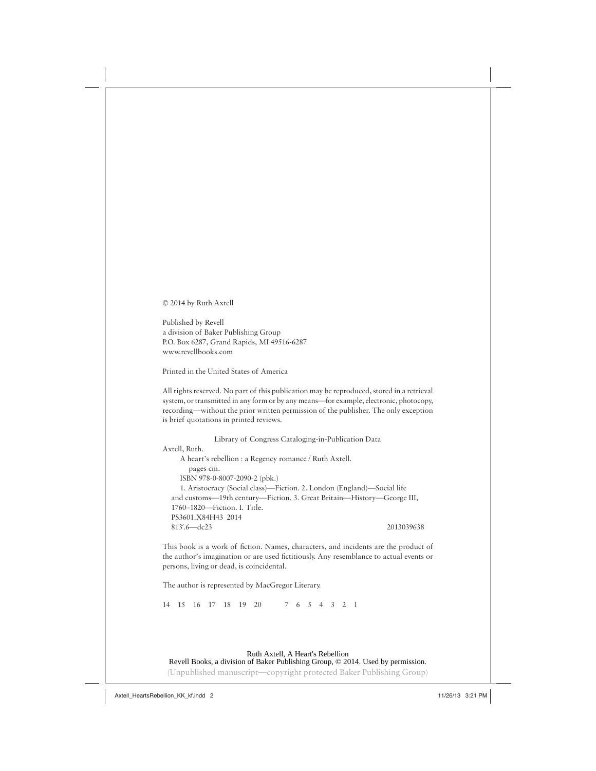© 2014 by Ruth Axtell

Published by Revell
a division of Baker Publishing Group
P.O. Box 6287, Grand Rapids, MI 49516-6287
www.revellbooks.com

Printed in the United States of America

All rights reserved. No part of this publication may be reproduced, stored in a retrieval system, or transmitted in any form or by any means—for example, electronic, photocopy, recording—without the prior written permission of the publisher. The only exception is brief quotations in printed reviews.

Library of Congress Cataloging-in-Publication Data

Axtell, Ruth.
A heart's rebellion : a Regency romance / Ruth Axtell.
pages cm.
ISBN 978-0-8007-2090-2 (pbk.)
1. Aristocracy (Social class)—Fiction. 2. London (England)—Social life and customs—19th century—Fiction. 3. Great Britain—History—George III, 1760–1820—Fiction. I. Title.
PS3601.X84H43 2014
813′.6—dc23 2013039638

This book is a work of fiction. Names, characters, and incidents are the product of the author's imagination or are used fictitiously. Any resemblance to actual events or persons, living or dead, is coincidental.

The author is represented by MacGregor Literary.

14 15 16 17 18 19 20 7 6 5 4 3 2 1

Ruth Axtell, A Heart's Rebellion
Revell Books, a division of Baker Publishing Group, © 2014. Used by permission.
(Unpublished manuscript—copyright protected Baker Publishing Group)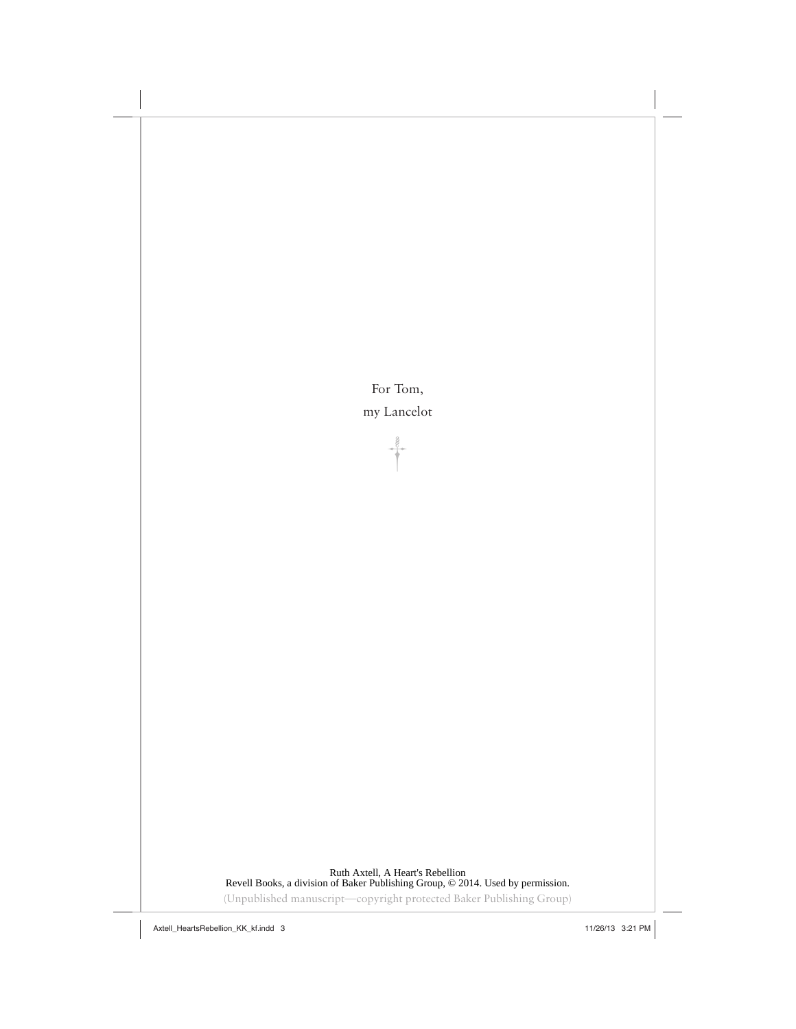For Tom,

my Lancelot

Ruth Axtell, A Heart's Rebellion
Revell Books, a division of Baker Publishing Group, © 2014. Used by permission.

(Unpublished manuscript—copyright protected Baker Publishing Group)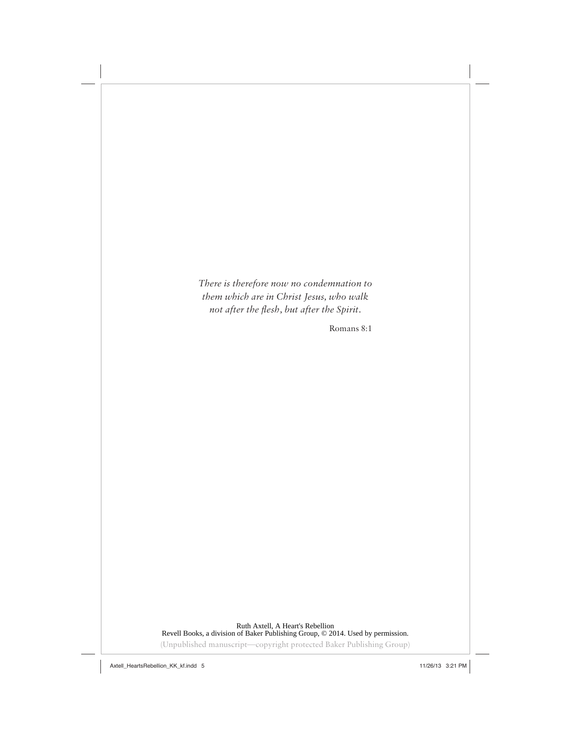*There is therefore now no condemnation to them which are in Christ Jesus, who walk not after the flesh, but after the Spirit.*

Romans 8:1

Ruth Axtell, A Heart's Rebellion
Revell Books, a division of Baker Publishing Group, © 2014. Used by permission.

(Unpublished manuscript—copyright protected Baker Publishing Group)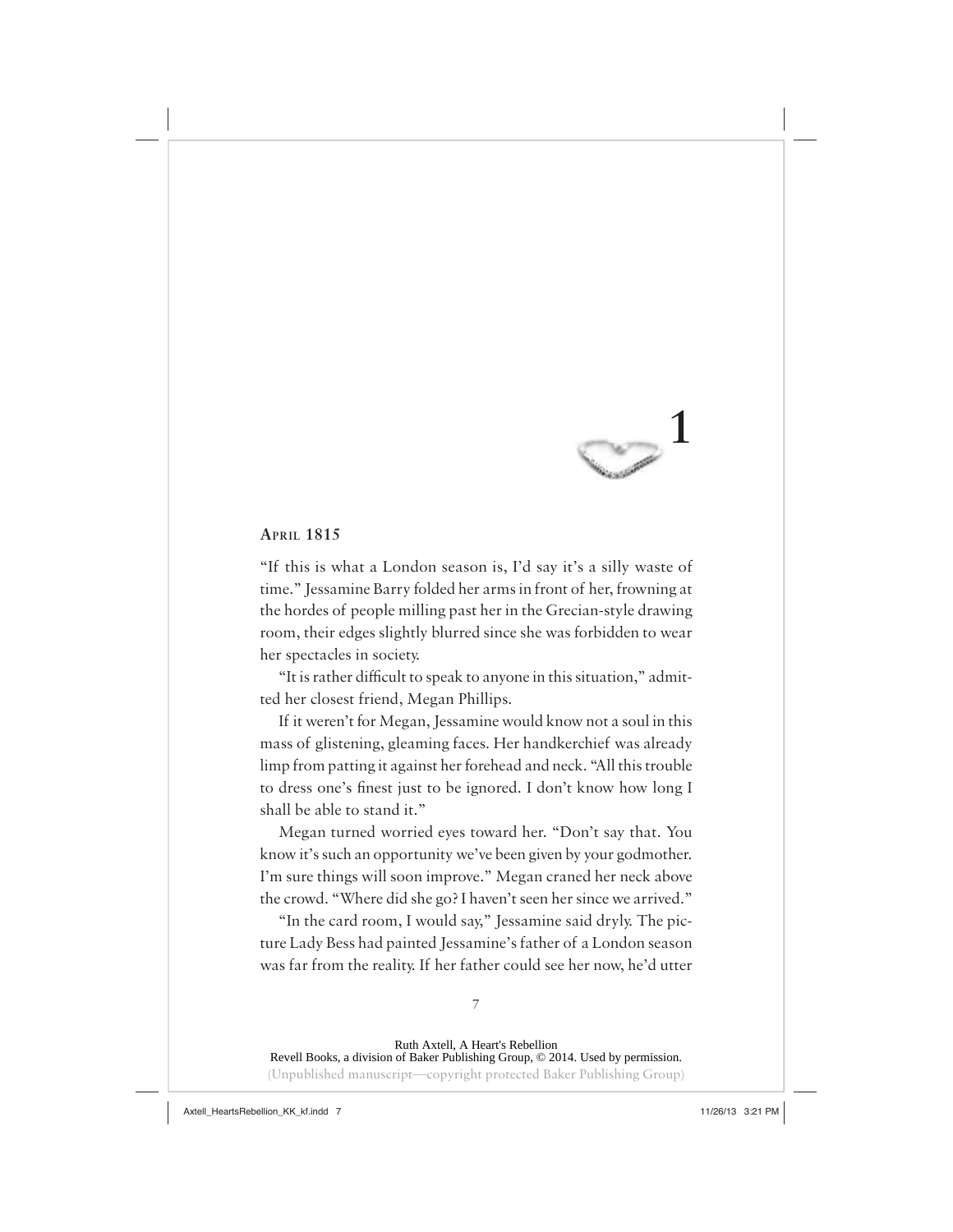# 1

**April 1815**

"If this is what a London season is, I'd say it's a silly waste of time." Jessamine Barry folded her arms in front of her, frowning at the hordes of people milling past her in the Grecian-style drawing room, their edges slightly blurred since she was forbidden to wear her spectacles in society.

"It is rather difficult to speak to anyone in this situation," admitted her closest friend, Megan Phillips.

If it weren't for Megan, Jessamine would know not a soul in this mass of glistening, gleaming faces. Her handkerchief was already limp from patting it against her forehead and neck. "All this trouble to dress one's finest just to be ignored. I don't know how long I shall be able to stand it."

Megan turned worried eyes toward her. "Don't say that. You know it's such an opportunity we've been given by your godmother. I'm sure things will soon improve." Megan craned her neck above the crowd. "Where did she go? I haven't seen her since we arrived."

"In the card room, I would say," Jessamine said dryly. The picture Lady Bess had painted Jessamine's father of a London season was far from the reality. If her father could see her now, he'd utter

Ruth Axtell, A Heart's Rebellion
Revell Books, a division of Baker Publishing Group, © 2014. Used by permission.
(Unpublished manuscript—copyright protected Baker Publishing Group)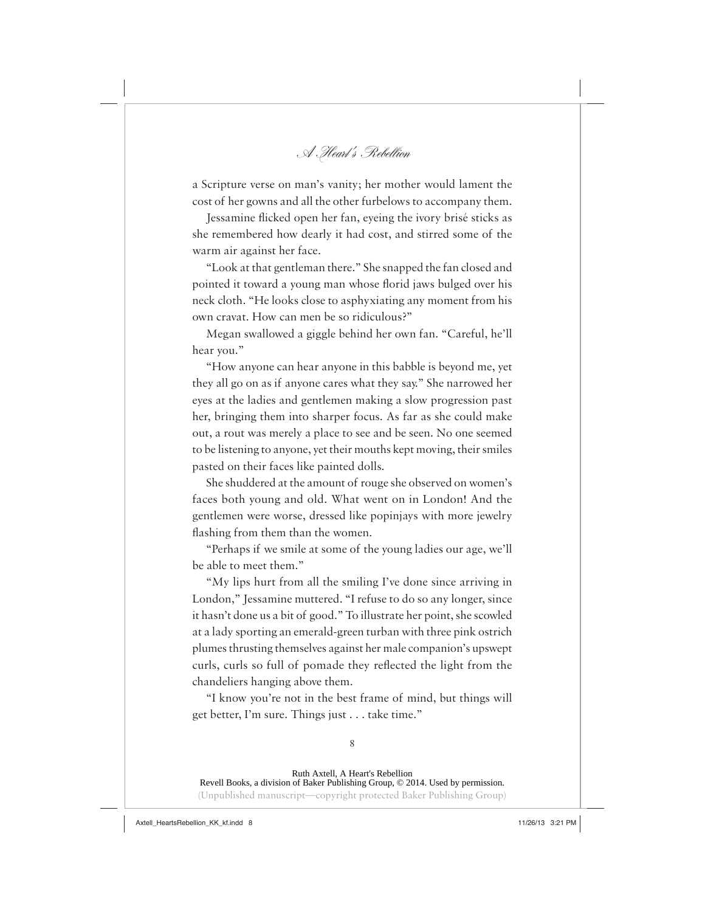a Scripture verse on man's vanity; her mother would lament the cost of her gowns and all the other furbelows to accompany them.

Jessamine flicked open her fan, eyeing the ivory brisé sticks as she remembered how dearly it had cost, and stirred some of the warm air against her face.

"Look at that gentleman there." She snapped the fan closed and pointed it toward a young man whose florid jaws bulged over his neck cloth. "He looks close to asphyxiating any moment from his own cravat. How can men be so ridiculous?"

Megan swallowed a giggle behind her own fan. "Careful, he'll hear you."

"How anyone can hear anyone in this babble is beyond me, yet they all go on as if anyone cares what they say." She narrowed her eyes at the ladies and gentlemen making a slow progression past her, bringing them into sharper focus. As far as she could make out, a rout was merely a place to see and be seen. No one seemed to be listening to anyone, yet their mouths kept moving, their smiles pasted on their faces like painted dolls.

She shuddered at the amount of rouge she observed on women's faces both young and old. What went on in London! And the gentlemen were worse, dressed like popinjays with more jewelry flashing from them than the women.

"Perhaps if we smile at some of the young ladies our age, we'll be able to meet them."

"My lips hurt from all the smiling I've done since arriving in London," Jessamine muttered. "I refuse to do so any longer, since it hasn't done us a bit of good." To illustrate her point, she scowled at a lady sporting an emerald-green turban with three pink ostrich plumes thrusting themselves against her male companion's upswept curls, curls so full of pomade they reflected the light from the chandeliers hanging above them.

"I know you're not in the best frame of mind, but things will get better, I'm sure. Things just . . . take time."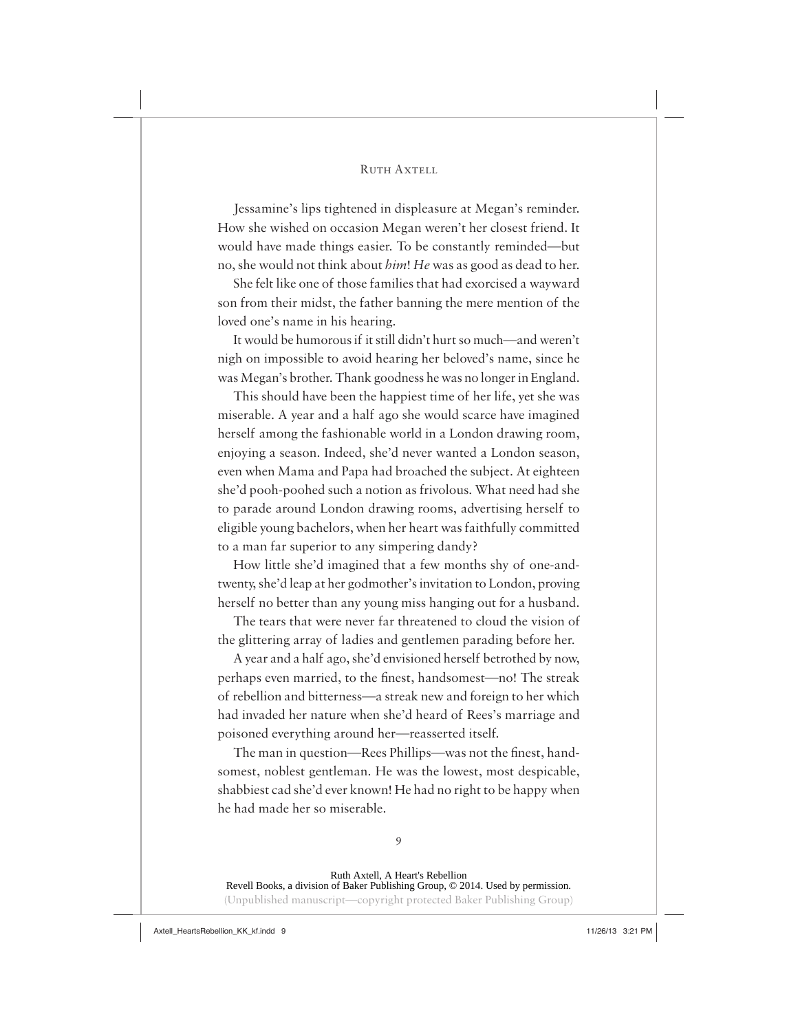Jessamine's lips tightened in displeasure at Megan's reminder. How she wished on occasion Megan weren't her closest friend. It would have made things easier. To be constantly reminded—but no, she would not think about *him*! *He* was as good as dead to her.

She felt like one of those families that had exorcised a wayward son from their midst, the father banning the mere mention of the loved one's name in his hearing.

It would be humorous if it still didn't hurt so much—and weren't nigh on impossible to avoid hearing her beloved's name, since he was Megan's brother. Thank goodness he was no longer in England.

This should have been the happiest time of her life, yet she was miserable. A year and a half ago she would scarce have imagined herself among the fashionable world in a London drawing room, enjoying a season. Indeed, she'd never wanted a London season, even when Mama and Papa had broached the subject. At eighteen she'd pooh-poohed such a notion as frivolous. What need had she to parade around London drawing rooms, advertising herself to eligible young bachelors, when her heart was faithfully committed to a man far superior to any simpering dandy?

How little she'd imagined that a few months shy of one-and-twenty, she'd leap at her godmother's invitation to London, proving herself no better than any young miss hanging out for a husband.

The tears that were never far threatened to cloud the vision of the glittering array of ladies and gentlemen parading before her.

A year and a half ago, she'd envisioned herself betrothed by now, perhaps even married, to the finest, handsomest—no! The streak of rebellion and bitterness—a streak new and foreign to her which had invaded her nature when she'd heard of Rees's marriage and poisoned everything around her—reasserted itself.

The man in question—Rees Phillips—was not the finest, handsomest, noblest gentleman. He was the lowest, most despicable, shabbiest cad she'd ever known! He had no right to be happy when he had made her so miserable.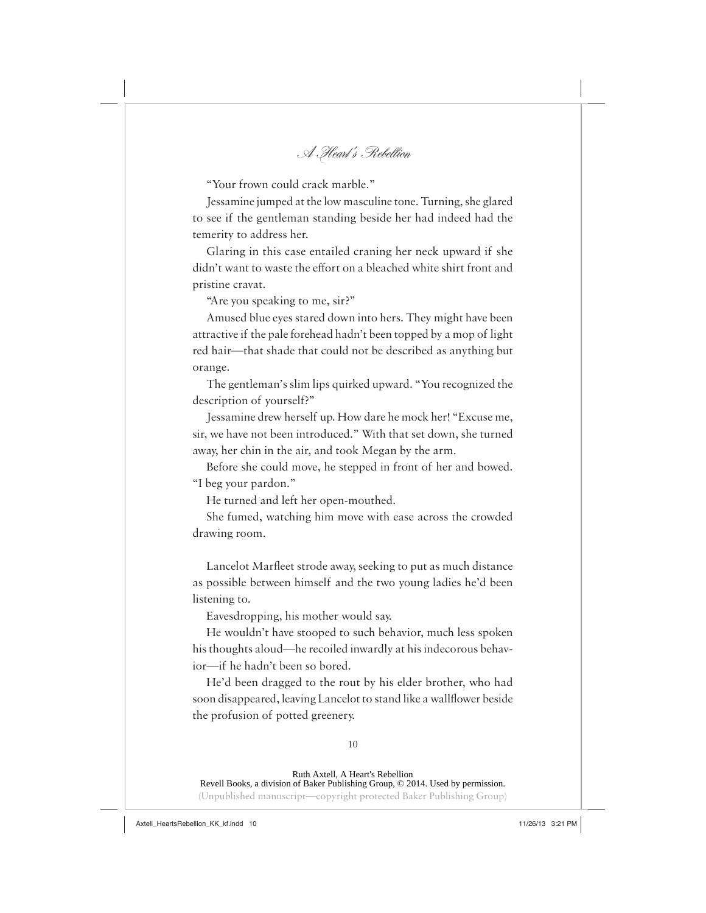"Your frown could crack marble."

Jessamine jumped at the low masculine tone. Turning, she glared to see if the gentleman standing beside her had indeed had the temerity to address her.

Glaring in this case entailed craning her neck upward if she didn't want to waste the effort on a bleached white shirt front and pristine cravat.

"Are you speaking to me, sir?"

Amused blue eyes stared down into hers. They might have been attractive if the pale forehead hadn't been topped by a mop of light red hair—that shade that could not be described as anything but orange.

The gentleman's slim lips quirked upward. "You recognized the description of yourself?"

Jessamine drew herself up. How dare he mock her! "Excuse me, sir, we have not been introduced." With that set down, she turned away, her chin in the air, and took Megan by the arm.

Before she could move, he stepped in front of her and bowed. "I beg your pardon."

He turned and left her open-mouthed.

She fumed, watching him move with ease across the crowded drawing room.

Lancelot Marfleet strode away, seeking to put as much distance as possible between himself and the two young ladies he'd been listening to.

Eavesdropping, his mother would say.

He wouldn't have stooped to such behavior, much less spoken his thoughts aloud—he recoiled inwardly at his indecorous behavior—if he hadn't been so bored.

He'd been dragged to the rout by his elder brother, who had soon disappeared, leaving Lancelot to stand like a wallflower beside the profusion of potted greenery.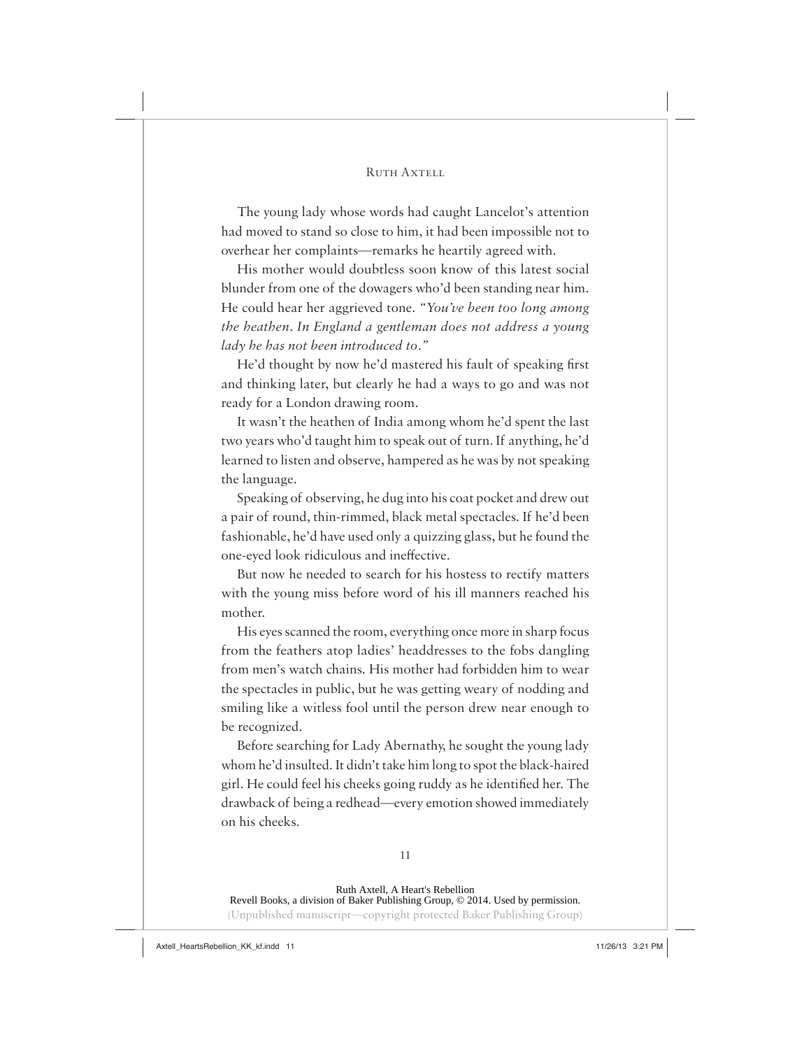The young lady whose words had caught Lancelot's attention had moved to stand so close to him, it had been impossible not to overhear her complaints—remarks he heartily agreed with.

His mother would doubtless soon know of this latest social blunder from one of the dowagers who'd been standing near him. He could hear her aggrieved tone. *"You've been too long among the heathen. In England a gentleman does not address a young lady he has not been introduced to."*

He'd thought by now he'd mastered his fault of speaking first and thinking later, but clearly he had a ways to go and was not ready for a London drawing room.

It wasn't the heathen of India among whom he'd spent the last two years who'd taught him to speak out of turn. If anything, he'd learned to listen and observe, hampered as he was by not speaking the language.

Speaking of observing, he dug into his coat pocket and drew out a pair of round, thin-rimmed, black metal spectacles. If he'd been fashionable, he'd have used only a quizzing glass, but he found the one-eyed look ridiculous and ineffective.

But now he needed to search for his hostess to rectify matters with the young miss before word of his ill manners reached his mother.

His eyes scanned the room, everything once more in sharp focus from the feathers atop ladies' headdresses to the fobs dangling from men's watch chains. His mother had forbidden him to wear the spectacles in public, but he was getting weary of nodding and smiling like a witless fool until the person drew near enough to be recognized.

Before searching for Lady Abernathy, he sought the young lady whom he'd insulted. It didn't take him long to spot the black-haired girl. He could feel his cheeks going ruddy as he identified her. The drawback of being a redhead—every emotion showed immediately on his cheeks.

Ruth Axtell, A Heart's Rebellion
Revell Books, a division of Baker Publishing Group, © 2014. Used by permission.
(Unpublished manuscript—copyright protected Baker Publishing Group)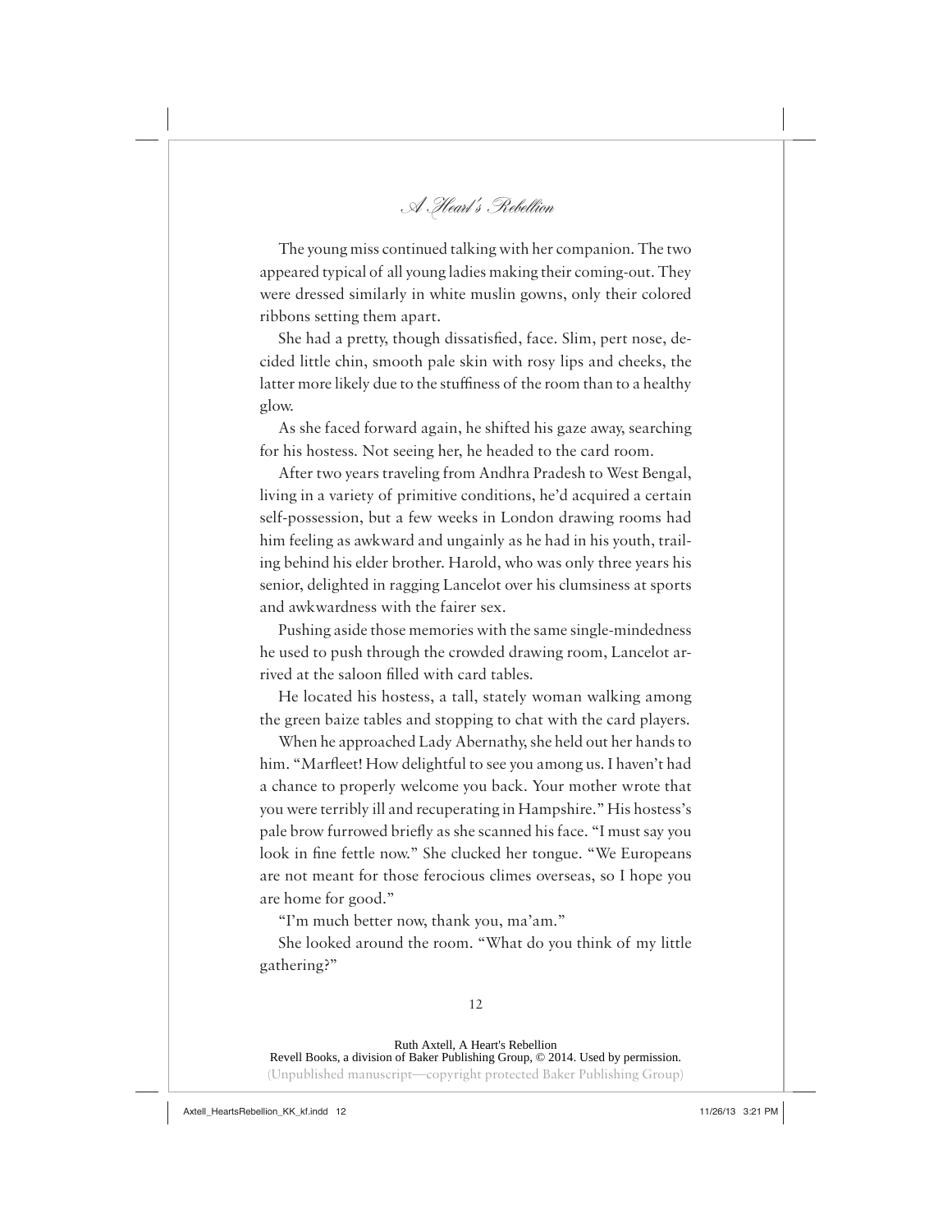The young miss continued talking with her companion. The two appeared typical of all young ladies making their coming-out. They were dressed similarly in white muslin gowns, only their colored ribbons setting them apart.

She had a pretty, though dissatisfied, face. Slim, pert nose, decided little chin, smooth pale skin with rosy lips and cheeks, the latter more likely due to the stuffiness of the room than to a healthy glow.

As she faced forward again, he shifted his gaze away, searching for his hostess. Not seeing her, he headed to the card room.

After two years traveling from Andhra Pradesh to West Bengal, living in a variety of primitive conditions, he'd acquired a certain self-possession, but a few weeks in London drawing rooms had him feeling as awkward and ungainly as he had in his youth, trailing behind his elder brother. Harold, who was only three years his senior, delighted in ragging Lancelot over his clumsiness at sports and awkwardness with the fairer sex.

Pushing aside those memories with the same single-mindedness he used to push through the crowded drawing room, Lancelot arrived at the saloon filled with card tables.

He located his hostess, a tall, stately woman walking among the green baize tables and stopping to chat with the card players.

When he approached Lady Abernathy, she held out her hands to him. "Marfleet! How delightful to see you among us. I haven't had a chance to properly welcome you back. Your mother wrote that you were terribly ill and recuperating in Hampshire." His hostess's pale brow furrowed briefly as she scanned his face. "I must say you look in fine fettle now." She clucked her tongue. "We Europeans are not meant for those ferocious climes overseas, so I hope you are home for good."

"I'm much better now, thank you, ma'am."

She looked around the room. "What do you think of my little gathering?"

Ruth Axtell, A Heart's Rebellion
Revell Books, a division of Baker Publishing Group, © 2014. Used by permission.
(Unpublished manuscript—copyright protected Baker Publishing Group)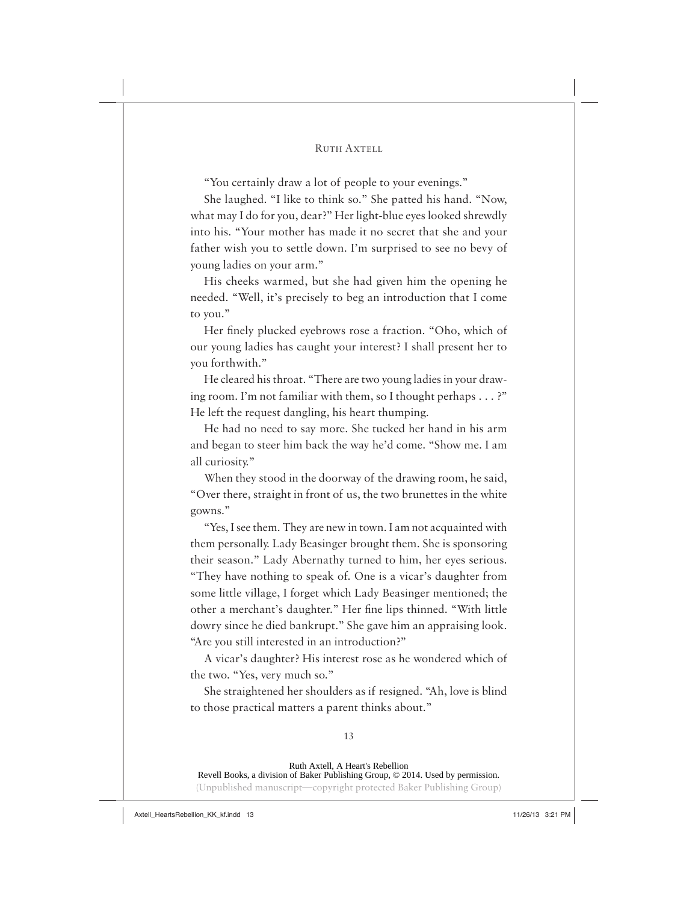"You certainly draw a lot of people to your evenings."

She laughed. "I like to think so." She patted his hand. "Now, what may I do for you, dear?" Her light-blue eyes looked shrewdly into his. "Your mother has made it no secret that she and your father wish you to settle down. I'm surprised to see no bevy of young ladies on your arm."

His cheeks warmed, but she had given him the opening he needed. "Well, it's precisely to beg an introduction that I come to you."

Her finely plucked eyebrows rose a fraction. "Oho, which of our young ladies has caught your interest? I shall present her to you forthwith."

He cleared his throat. "There are two young ladies in your drawing room. I'm not familiar with them, so I thought perhaps . . . ?" He left the request dangling, his heart thumping.

He had no need to say more. She tucked her hand in his arm and began to steer him back the way he'd come. "Show me. I am all curiosity."

When they stood in the doorway of the drawing room, he said, "Over there, straight in front of us, the two brunettes in the white gowns."

"Yes, I see them. They are new in town. I am not acquainted with them personally. Lady Beasinger brought them. She is sponsoring their season." Lady Abernathy turned to him, her eyes serious. "They have nothing to speak of. One is a vicar's daughter from some little village, I forget which Lady Beasinger mentioned; the other a merchant's daughter." Her fine lips thinned. "With little dowry since he died bankrupt." She gave him an appraising look. "Are you still interested in an introduction?"

A vicar's daughter? His interest rose as he wondered which of the two. "Yes, very much so."

She straightened her shoulders as if resigned. "Ah, love is blind to those practical matters a parent thinks about."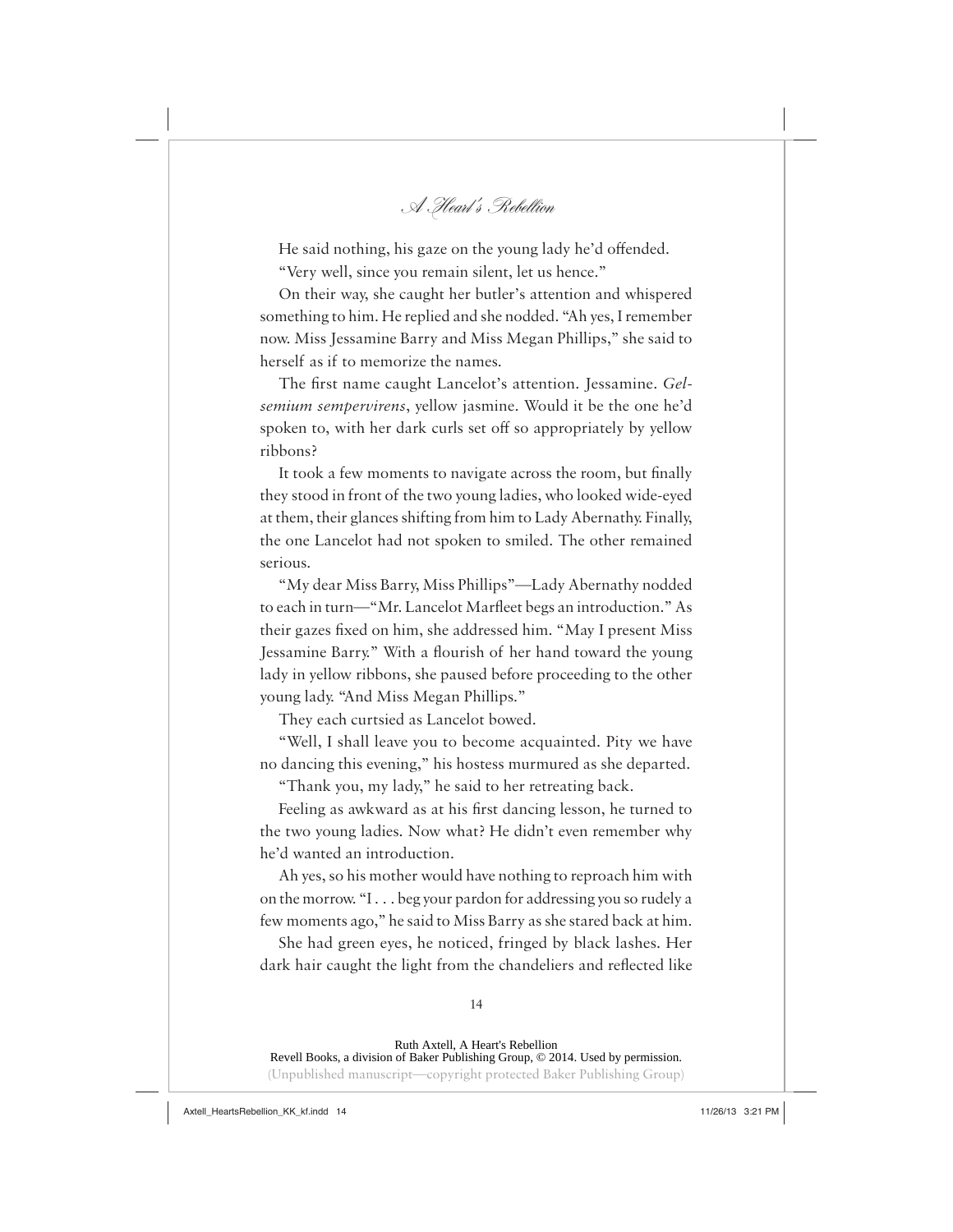He said nothing, his gaze on the young lady he'd offended.

"Very well, since you remain silent, let us hence."

On their way, she caught her butler's attention and whispered something to him. He replied and she nodded. "Ah yes, I remember now. Miss Jessamine Barry and Miss Megan Phillips," she said to herself as if to memorize the names.

The first name caught Lancelot's attention. Jessamine. *Gelsemium sempervirens*, yellow jasmine. Would it be the one he'd spoken to, with her dark curls set off so appropriately by yellow ribbons?

It took a few moments to navigate across the room, but finally they stood in front of the two young ladies, who looked wide-eyed at them, their glances shifting from him to Lady Abernathy. Finally, the one Lancelot had not spoken to smiled. The other remained serious.

"My dear Miss Barry, Miss Phillips"—Lady Abernathy nodded to each in turn—"Mr. Lancelot Marfleet begs an introduction." As their gazes fixed on him, she addressed him. "May I present Miss Jessamine Barry." With a flourish of her hand toward the young lady in yellow ribbons, she paused before proceeding to the other young lady. "And Miss Megan Phillips."

They each curtsied as Lancelot bowed.

"Well, I shall leave you to become acquainted. Pity we have no dancing this evening," his hostess murmured as she departed.

"Thank you, my lady," he said to her retreating back.

Feeling as awkward as at his first dancing lesson, he turned to the two young ladies. Now what? He didn't even remember why he'd wanted an introduction.

Ah yes, so his mother would have nothing to reproach him with on the morrow. "I . . . beg your pardon for addressing you so rudely a few moments ago," he said to Miss Barry as she stared back at him.

She had green eyes, he noticed, fringed by black lashes. Her dark hair caught the light from the chandeliers and reflected like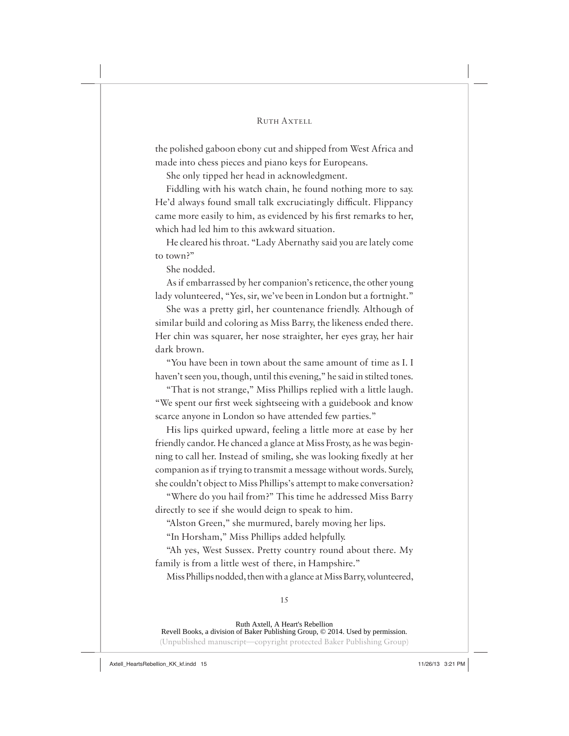the polished gaboon ebony cut and shipped from West Africa and made into chess pieces and piano keys for Europeans.

She only tipped her head in acknowledgment.

Fiddling with his watch chain, he found nothing more to say. He'd always found small talk excruciatingly difficult. Flippancy came more easily to him, as evidenced by his first remarks to her, which had led him to this awkward situation.

He cleared his throat. "Lady Abernathy said you are lately come to town?"

She nodded.

As if embarrassed by her companion's reticence, the other young lady volunteered, "Yes, sir, we've been in London but a fortnight."

She was a pretty girl, her countenance friendly. Although of similar build and coloring as Miss Barry, the likeness ended there. Her chin was squarer, her nose straighter, her eyes gray, her hair dark brown.

"You have been in town about the same amount of time as I. I haven't seen you, though, until this evening," he said in stilted tones.

"That is not strange," Miss Phillips replied with a little laugh. "We spent our first week sightseeing with a guidebook and know scarce anyone in London so have attended few parties."

His lips quirked upward, feeling a little more at ease by her friendly candor. He chanced a glance at Miss Frosty, as he was beginning to call her. Instead of smiling, she was looking fixedly at her companion as if trying to transmit a message without words. Surely, she couldn't object to Miss Phillips's attempt to make conversation?

"Where do you hail from?" This time he addressed Miss Barry directly to see if she would deign to speak to him.

"Alston Green," she murmured, barely moving her lips.

"In Horsham," Miss Phillips added helpfully.

"Ah yes, West Sussex. Pretty country round about there. My family is from a little west of there, in Hampshire."

Miss Phillips nodded, then with a glance at Miss Barry, volunteered,

Ruth Axtell, A Heart's Rebellion
Revell Books, a division of Baker Publishing Group, © 2014. Used by permission.
(Unpublished manuscript—copyright protected Baker Publishing Group)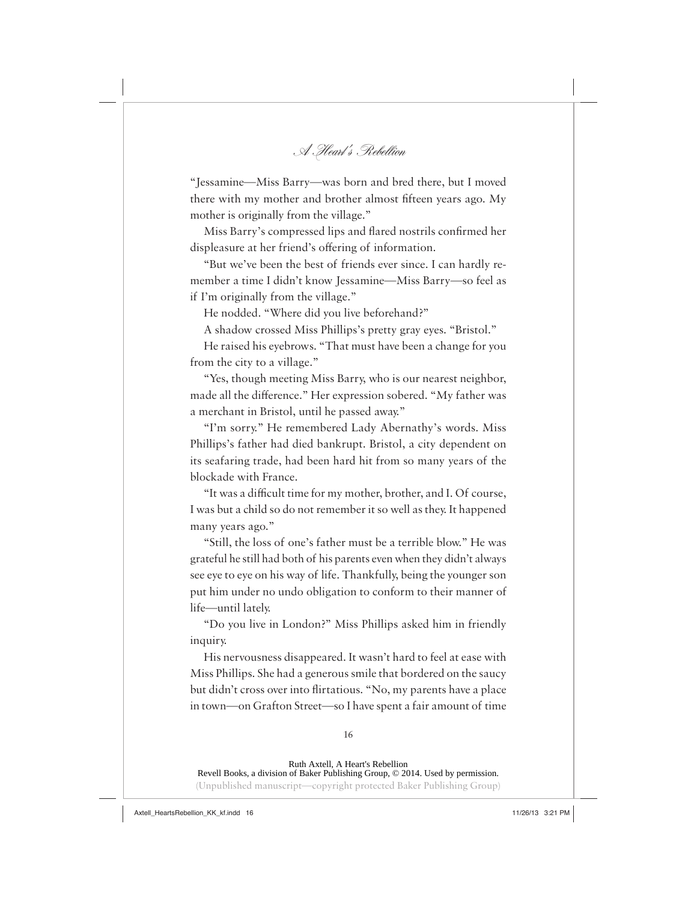"Jessamine—Miss Barry—was born and bred there, but I moved there with my mother and brother almost fifteen years ago. My mother is originally from the village."

Miss Barry's compressed lips and flared nostrils confirmed her displeasure at her friend's offering of information.

"But we've been the best of friends ever since. I can hardly remember a time I didn't know Jessamine—Miss Barry—so feel as if I'm originally from the village."

He nodded. "Where did you live beforehand?"

A shadow crossed Miss Phillips's pretty gray eyes. "Bristol."

He raised his eyebrows. "That must have been a change for you from the city to a village."

"Yes, though meeting Miss Barry, who is our nearest neighbor, made all the difference." Her expression sobered. "My father was a merchant in Bristol, until he passed away."

"I'm sorry." He remembered Lady Abernathy's words. Miss Phillips's father had died bankrupt. Bristol, a city dependent on its seafaring trade, had been hard hit from so many years of the blockade with France.

"It was a difficult time for my mother, brother, and I. Of course, I was but a child so do not remember it so well as they. It happened many years ago."

"Still, the loss of one's father must be a terrible blow." He was grateful he still had both of his parents even when they didn't always see eye to eye on his way of life. Thankfully, being the younger son put him under no undo obligation to conform to their manner of life—until lately.

"Do you live in London?" Miss Phillips asked him in friendly inquiry.

His nervousness disappeared. It wasn't hard to feel at ease with Miss Phillips. She had a generous smile that bordered on the saucy but didn't cross over into flirtatious. "No, my parents have a place in town—on Grafton Street—so I have spent a fair amount of time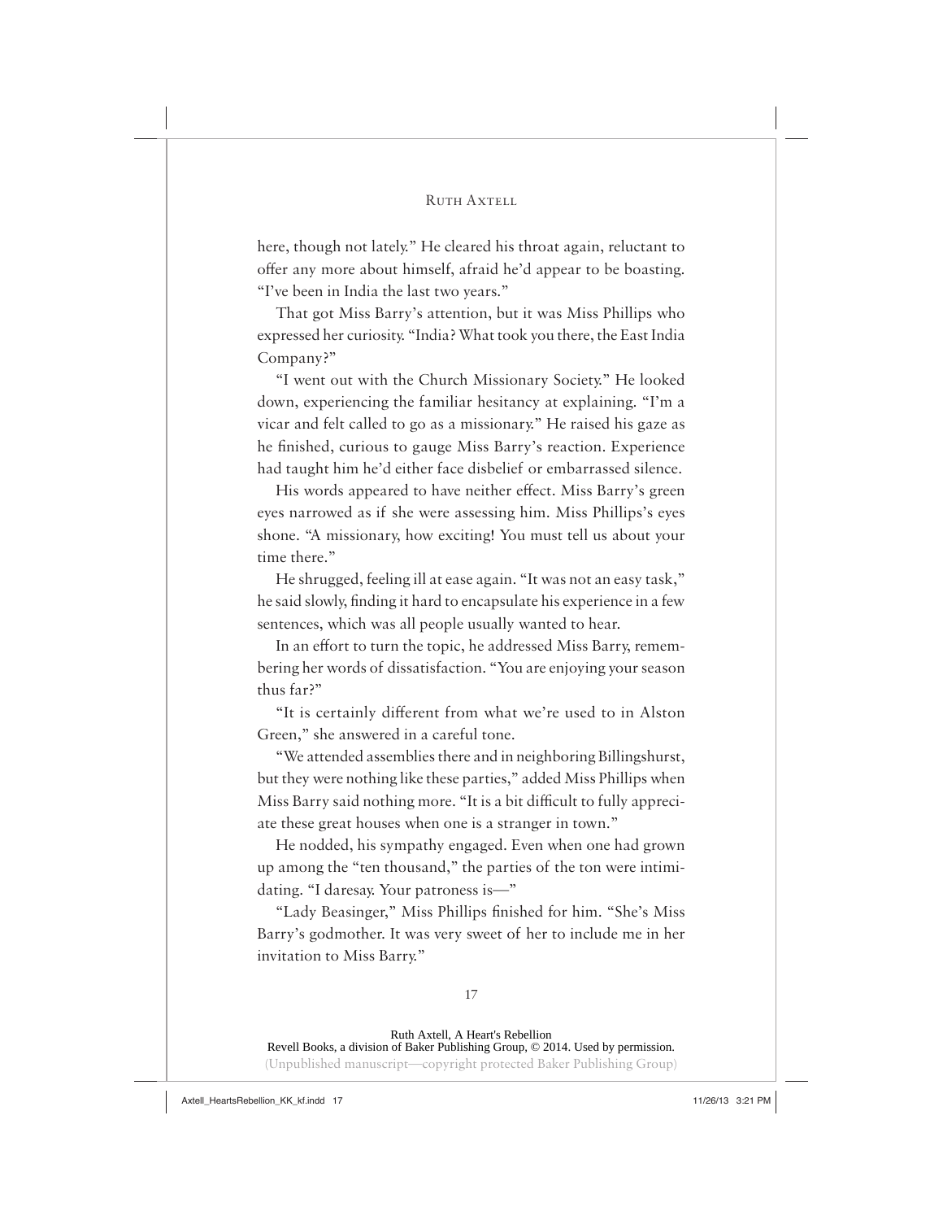here, though not lately." He cleared his throat again, reluctant to offer any more about himself, afraid he'd appear to be boasting. "I've been in India the last two years."

That got Miss Barry's attention, but it was Miss Phillips who expressed her curiosity. "India? What took you there, the East India Company?"

"I went out with the Church Missionary Society." He looked down, experiencing the familiar hesitancy at explaining. "I'm a vicar and felt called to go as a missionary." He raised his gaze as he finished, curious to gauge Miss Barry's reaction. Experience had taught him he'd either face disbelief or embarrassed silence.

His words appeared to have neither effect. Miss Barry's green eyes narrowed as if she were assessing him. Miss Phillips's eyes shone. "A missionary, how exciting! You must tell us about your time there."

He shrugged, feeling ill at ease again. "It was not an easy task," he said slowly, finding it hard to encapsulate his experience in a few sentences, which was all people usually wanted to hear.

In an effort to turn the topic, he addressed Miss Barry, remembering her words of dissatisfaction. "You are enjoying your season thus far?"

"It is certainly different from what we're used to in Alston Green," she answered in a careful tone.

"We attended assemblies there and in neighboring Billingshurst, but they were nothing like these parties," added Miss Phillips when Miss Barry said nothing more. "It is a bit difficult to fully appreciate these great houses when one is a stranger in town."

He nodded, his sympathy engaged. Even when one had grown up among the "ten thousand," the parties of the ton were intimidating. "I daresay. Your patroness is—"

"Lady Beasinger," Miss Phillips finished for him. "She's Miss Barry's godmother. It was very sweet of her to include me in her invitation to Miss Barry."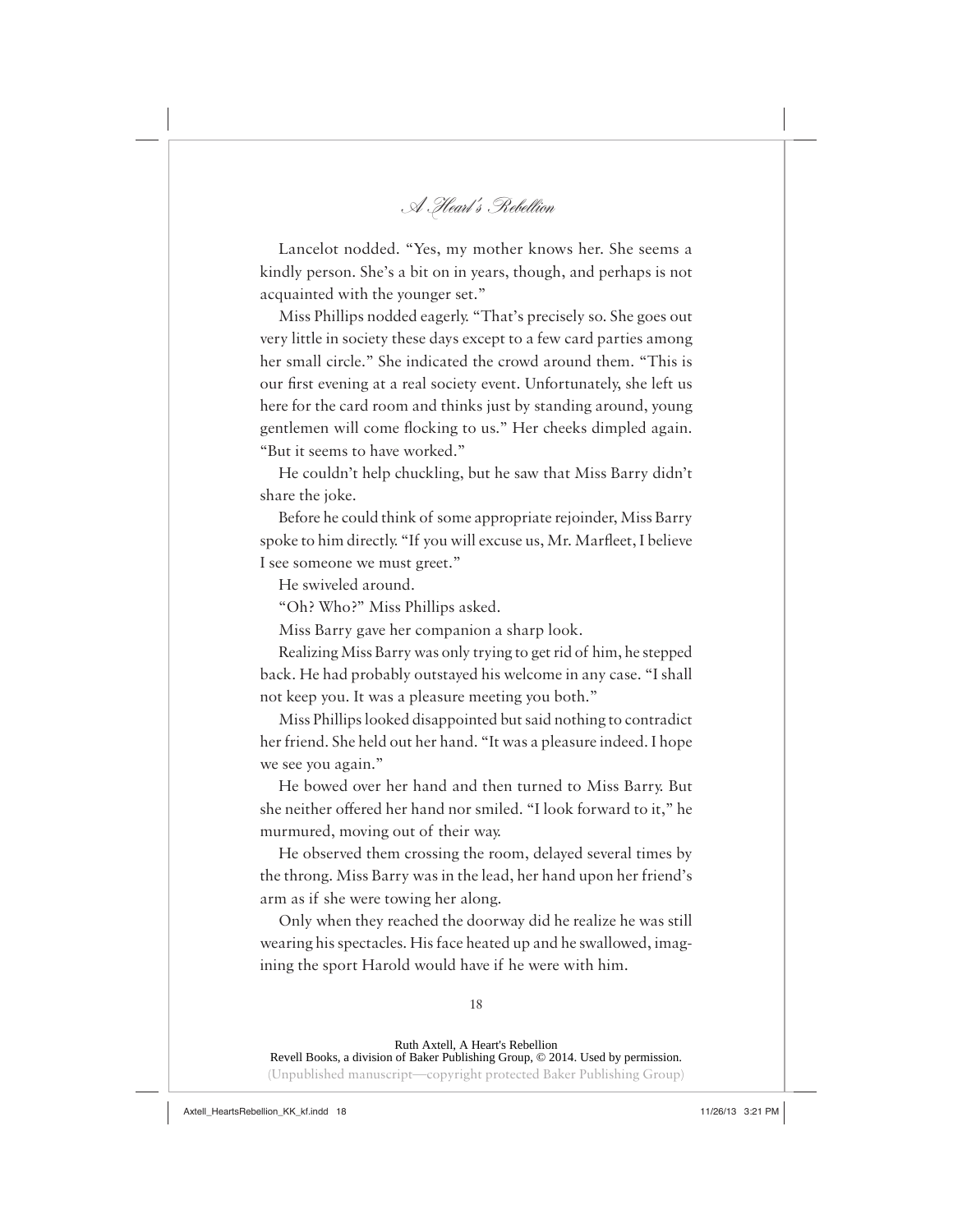Lancelot nodded. “Yes, my mother knows her. She seems a kindly person. She’s a bit on in years, though, and perhaps is not acquainted with the younger set.”

Miss Phillips nodded eagerly. “That’s precisely so. She goes out very little in society these days except to a few card parties among her small circle.” She indicated the crowd around them. “This is our first evening at a real society event. Unfortunately, she left us here for the card room and thinks just by standing around, young gentlemen will come flocking to us.” Her cheeks dimpled again. “But it seems to have worked.”

He couldn’t help chuckling, but he saw that Miss Barry didn’t share the joke.

Before he could think of some appropriate rejoinder, Miss Barry spoke to him directly. “If you will excuse us, Mr. Marfleet, I believe I see someone we must greet.”

He swiveled around.

“Oh? Who?” Miss Phillips asked.

Miss Barry gave her companion a sharp look.

Realizing Miss Barry was only trying to get rid of him, he stepped back. He had probably outstayed his welcome in any case. “I shall not keep you. It was a pleasure meeting you both.”

Miss Phillips looked disappointed but said nothing to contradict her friend. She held out her hand. “It was a pleasure indeed. I hope we see you again.”

He bowed over her hand and then turned to Miss Barry. But she neither offered her hand nor smiled. “I look forward to it,” he murmured, moving out of their way.

He observed them crossing the room, delayed several times by the throng. Miss Barry was in the lead, her hand upon her friend’s arm as if she were towing her along.

Only when they reached the doorway did he realize he was still wearing his spectacles. His face heated up and he swallowed, imagining the sport Harold would have if he were with him.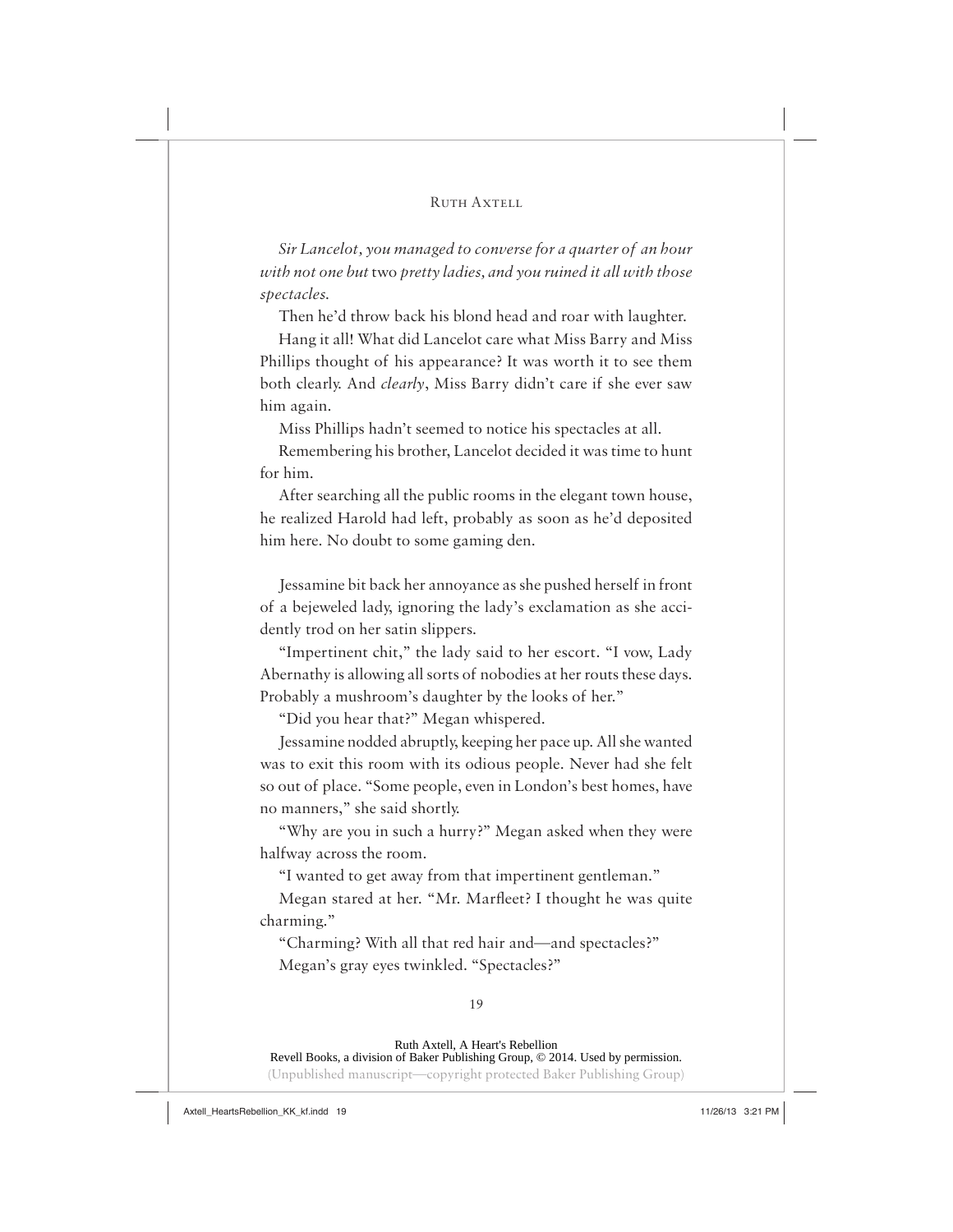*Sir Lancelot, you managed to converse for a quarter of an hour with not one but* two *pretty ladies, and you ruined it all with those spectacles.*

Then he'd throw back his blond head and roar with laughter.

Hang it all! What did Lancelot care what Miss Barry and Miss Phillips thought of his appearance? It was worth it to see them both clearly. And *clearly*, Miss Barry didn't care if she ever saw him again.

Miss Phillips hadn't seemed to notice his spectacles at all.

Remembering his brother, Lancelot decided it was time to hunt for him.

After searching all the public rooms in the elegant town house, he realized Harold had left, probably as soon as he'd deposited him here. No doubt to some gaming den.

Jessamine bit back her annoyance as she pushed herself in front of a bejeweled lady, ignoring the lady's exclamation as she accidently trod on her satin slippers.

"Impertinent chit," the lady said to her escort. "I vow, Lady Abernathy is allowing all sorts of nobodies at her routs these days. Probably a mushroom's daughter by the looks of her."

"Did you hear that?" Megan whispered.

Jessamine nodded abruptly, keeping her pace up. All she wanted was to exit this room with its odious people. Never had she felt so out of place. "Some people, even in London's best homes, have no manners," she said shortly.

"Why are you in such a hurry?" Megan asked when they were halfway across the room.

"I wanted to get away from that impertinent gentleman."

Megan stared at her. "Mr. Marfleet? I thought he was quite charming."

"Charming? With all that red hair and—and spectacles?"

Megan's gray eyes twinkled. "Spectacles?"

Ruth Axtell, A Heart's Rebellion
Revell Books, a division of Baker Publishing Group, © 2014. Used by permission.
(Unpublished manuscript—copyright protected Baker Publishing Group)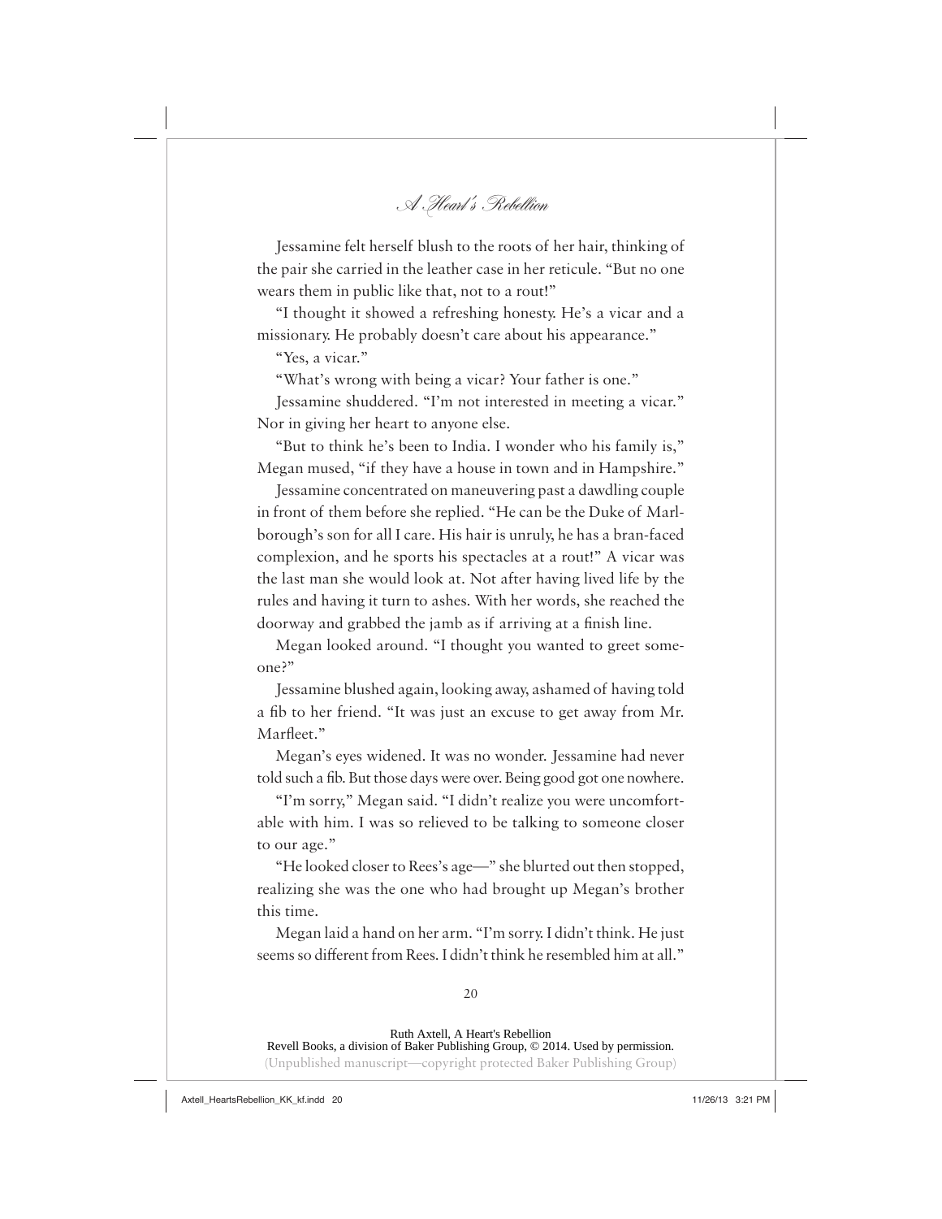Jessamine felt herself blush to the roots of her hair, thinking of the pair she carried in the leather case in her reticule. "But no one wears them in public like that, not to a rout!"

"I thought it showed a refreshing honesty. He's a vicar and a missionary. He probably doesn't care about his appearance."

"Yes, a vicar."

"What's wrong with being a vicar? Your father is one."

Jessamine shuddered. "I'm not interested in meeting a vicar." Nor in giving her heart to anyone else.

"But to think he's been to India. I wonder who his family is," Megan mused, "if they have a house in town and in Hampshire."

Jessamine concentrated on maneuvering past a dawdling couple in front of them before she replied. "He can be the Duke of Marlborough's son for all I care. His hair is unruly, he has a bran-faced complexion, and he sports his spectacles at a rout!" A vicar was the last man she would look at. Not after having lived life by the rules and having it turn to ashes. With her words, she reached the doorway and grabbed the jamb as if arriving at a finish line.

Megan looked around. "I thought you wanted to greet someone?"

Jessamine blushed again, looking away, ashamed of having told a fib to her friend. "It was just an excuse to get away from Mr. Marfleet."

Megan's eyes widened. It was no wonder. Jessamine had never told such a fib. But those days were over. Being good got one nowhere.

"I'm sorry," Megan said. "I didn't realize you were uncomfortable with him. I was so relieved to be talking to someone closer to our age."

"He looked closer to Rees's age—" she blurted out then stopped, realizing she was the one who had brought up Megan's brother this time.

Megan laid a hand on her arm. "I'm sorry. I didn't think. He just seems so different from Rees. I didn't think he resembled him at all."

Ruth Axtell, A Heart's Rebellion
Revell Books, a division of Baker Publishing Group, © 2014. Used by permission.
(Unpublished manuscript—copyright protected Baker Publishing Group)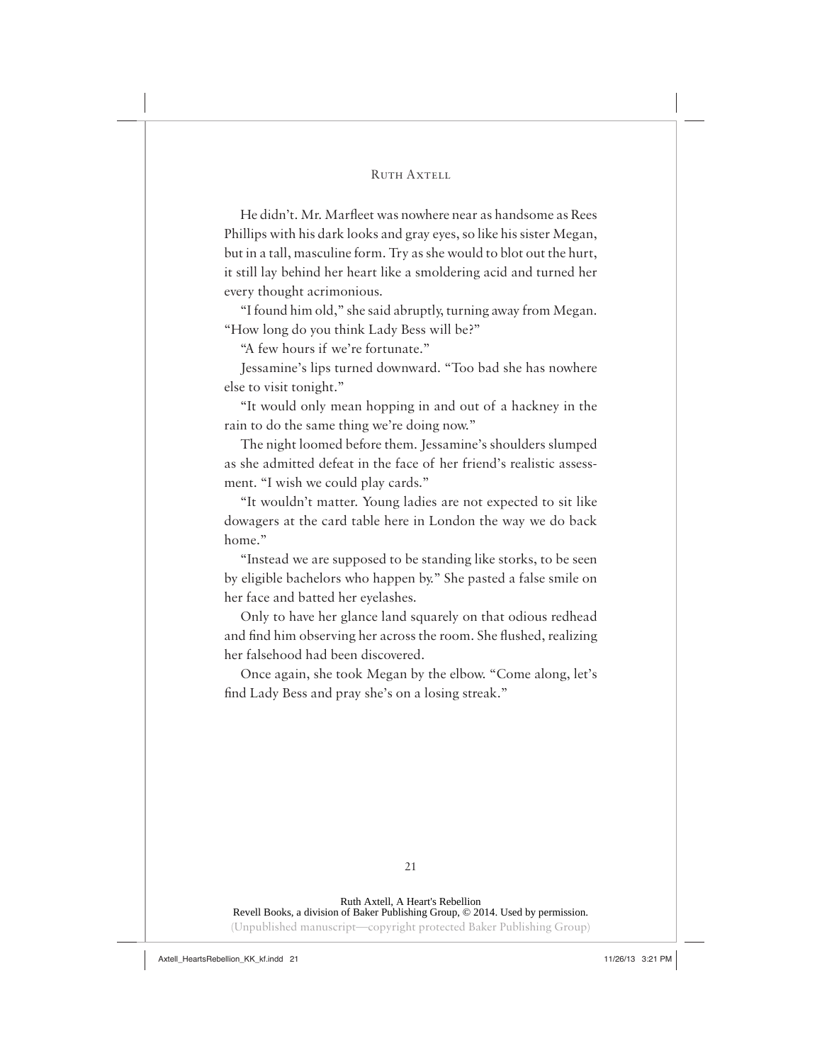He didn't. Mr. Marfleet was nowhere near as handsome as Rees Phillips with his dark looks and gray eyes, so like his sister Megan, but in a tall, masculine form. Try as she would to blot out the hurt, it still lay behind her heart like a smoldering acid and turned her every thought acrimonious.

"I found him old," she said abruptly, turning away from Megan. "How long do you think Lady Bess will be?"

"A few hours if we're fortunate."

Jessamine's lips turned downward. "Too bad she has nowhere else to visit tonight."

"It would only mean hopping in and out of a hackney in the rain to do the same thing we're doing now."

The night loomed before them. Jessamine's shoulders slumped as she admitted defeat in the face of her friend's realistic assessment. "I wish we could play cards."

"It wouldn't matter. Young ladies are not expected to sit like dowagers at the card table here in London the way we do back home."

"Instead we are supposed to be standing like storks, to be seen by eligible bachelors who happen by." She pasted a false smile on her face and batted her eyelashes.

Only to have her glance land squarely on that odious redhead and find him observing her across the room. She flushed, realizing her falsehood had been discovered.

Once again, she took Megan by the elbow. "Come along, let's find Lady Bess and pray she's on a losing streak."

Ruth Axtell, A Heart's Rebellion
Revell Books, a division of Baker Publishing Group, © 2014. Used by permission.
(Unpublished manuscript—copyright protected Baker Publishing Group)